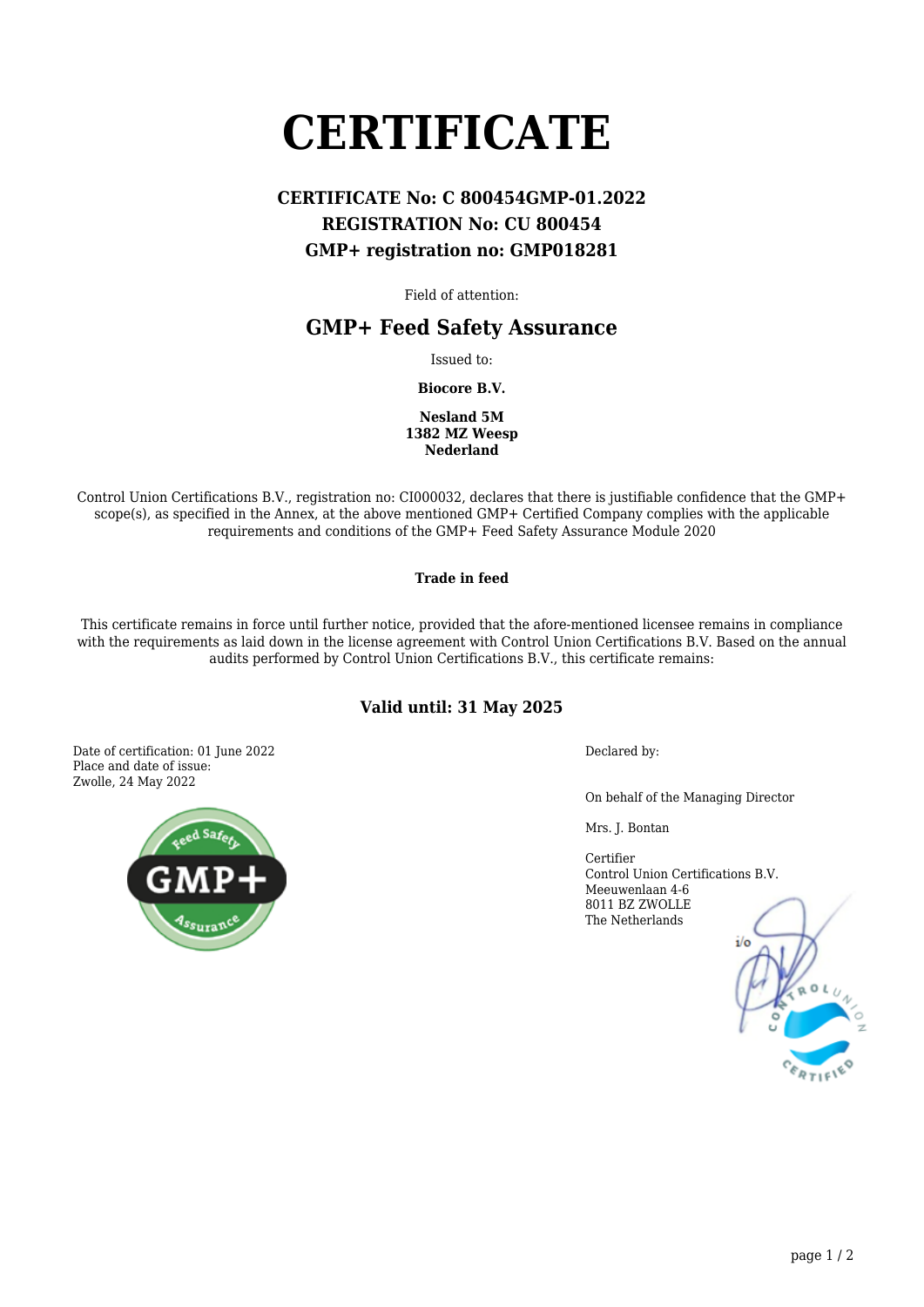# CERTIFICATE

**CERTIFICATE No: C 800454GMP-01.2022**
**REGISTRATION No: CU 800454**
**GMP+ registration no: GMP018281**

Field of attention:

## GMP+ Feed Safety Assurance

Issued to:

**Biocore B.V.**

**Nesland 5M**
**1382 MZ Weesp**
**Nederland**

Control Union Certifications B.V., registration no: CI000032, declares that there is justifiable confidence that the GMP+ scope(s), as specified in the Annex, at the above mentioned GMP+ Certified Company complies with the applicable requirements and conditions of the GMP+ Feed Safety Assurance Module 2020

**Trade in feed**

This certificate remains in force until further notice, provided that the afore-mentioned licensee remains in compliance with the requirements as laid down in the license agreement with Control Union Certifications B.V. Based on the annual audits performed by Control Union Certifications B.V., this certificate remains:

### Valid until: 31 May 2025

Date of certification: 01 June 2022
Place and date of issue:
Zwolle, 24 May 2022

Declared by:

On behalf of the Managing Director

Mrs. J. Bontan

Certifier
Control Union Certifications B.V.
Meeuwenlaan 4-6
8011 BZ ZWOLLE
The Netherlands

i/o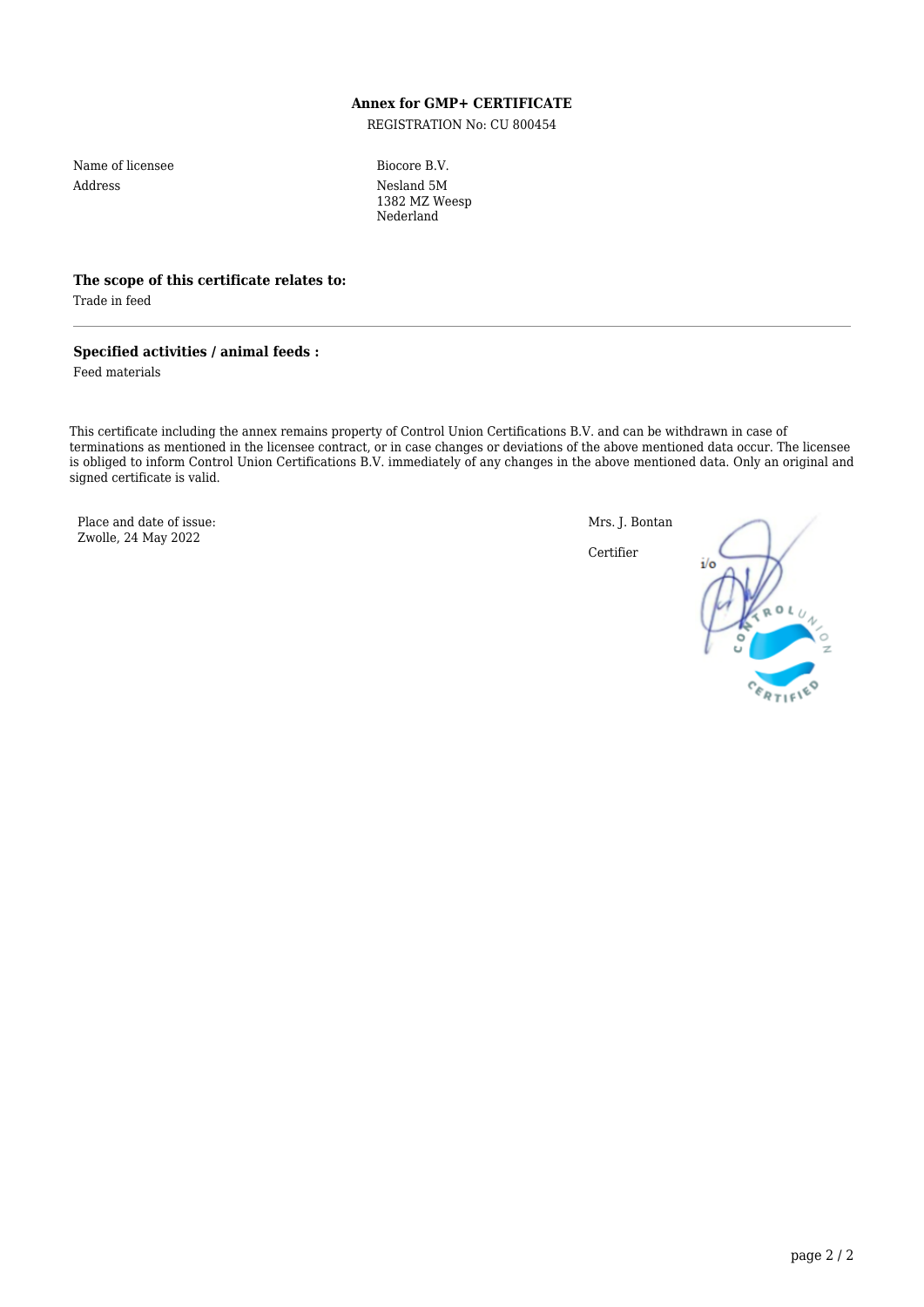# Annex for GMP+ CERTIFICATE

REGISTRATION No: CU 800454

| | |
|---|---|
| Name of licensee | Biocore B.V. |
| Address | Nesland 5M<br>1382 MZ Weesp<br>Nederland |

**The scope of this certificate relates to:**

Trade in feed

---

**Specified activities / animal feeds :**

Feed materials

This certificate including the annex remains property of Control Union Certifications B.V. and can be withdrawn in case of terminations as mentioned in the licensee contract, or in case changes or deviations of the above mentioned data occur. The licensee is obliged to inform Control Union Certifications B.V. immediately of any changes in the above mentioned data. Only an original and signed certificate is valid.

Place and date of issue:
Zwolle, 24 May 2022

Mrs. J. Bontan

Certifier

i/o

CONTROL UNION CERTIFIED